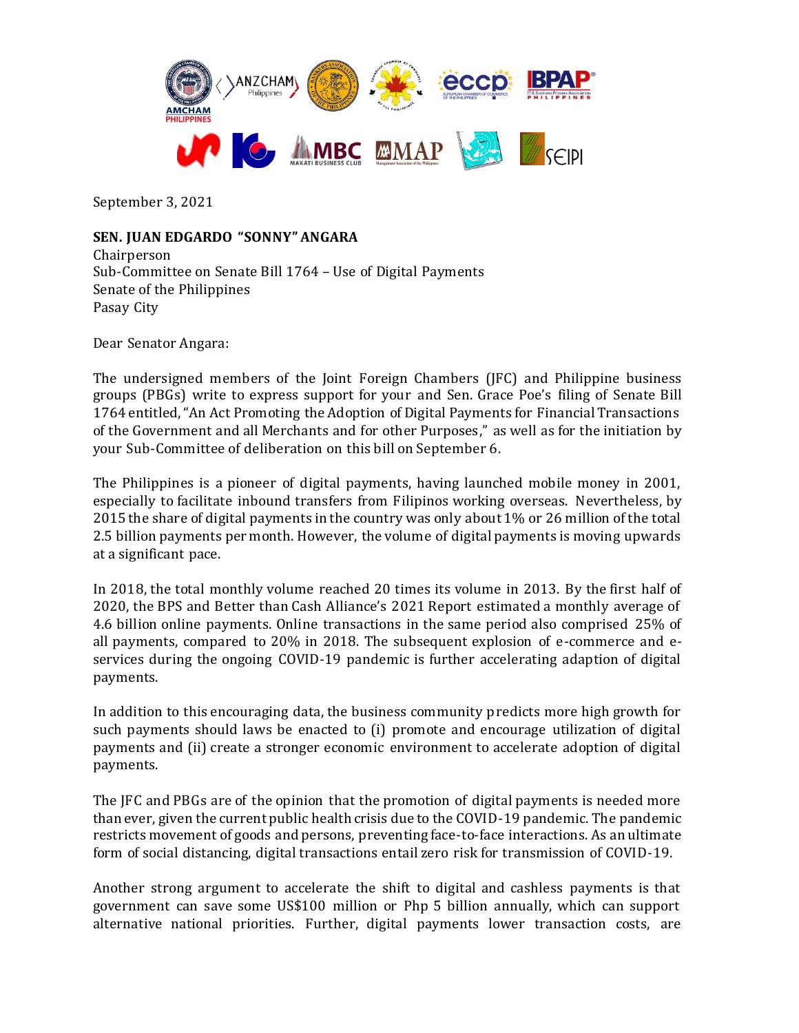September 3, 2021

**SEN. JUAN EDGARDO "SONNY" ANGARA**
Chairperson
Sub-Committee on Senate Bill 1764 – Use of Digital Payments
Senate of the Philippines
Pasay City

Dear Senator Angara:

The undersigned members of the Joint Foreign Chambers (JFC) and Philippine business groups (PBGs) write to express support for your and Sen. Grace Poe's filing of Senate Bill 1764 entitled, "An Act Promoting the Adoption of Digital Payments for Financial Transactions of the Government and all Merchants and for other Purposes," as well as for the initiation by your Sub-Committee of deliberation on this bill on September 6.

The Philippines is a pioneer of digital payments, having launched mobile money in 2001, especially to facilitate inbound transfers from Filipinos working overseas. Nevertheless, by 2015 the share of digital payments in the country was only about 1% or 26 million of the total 2.5 billion payments per month. However, the volume of digital payments is moving upwards at a significant pace.

In 2018, the total monthly volume reached 20 times its volume in 2013. By the first half of 2020, the BPS and Better than Cash Alliance's 2021 Report estimated a monthly average of 4.6 billion online payments. Online transactions in the same period also comprised 25% of all payments, compared to 20% in 2018. The subsequent explosion of e-commerce and e-services during the ongoing COVID-19 pandemic is further accelerating adaption of digital payments.

In addition to this encouraging data, the business community predicts more high growth for such payments should laws be enacted to (i) promote and encourage utilization of digital payments and (ii) create a stronger economic environment to accelerate adoption of digital payments.

The JFC and PBGs are of the opinion that the promotion of digital payments is needed more than ever, given the current public health crisis due to the COVID-19 pandemic. The pandemic restricts movement of goods and persons, preventing face-to-face interactions. As an ultimate form of social distancing, digital transactions entail zero risk for transmission of COVID-19.

Another strong argument to accelerate the shift to digital and cashless payments is that government can save some US$100 million or Php 5 billion annually, which can support alternative national priorities. Further, digital payments lower transaction costs, are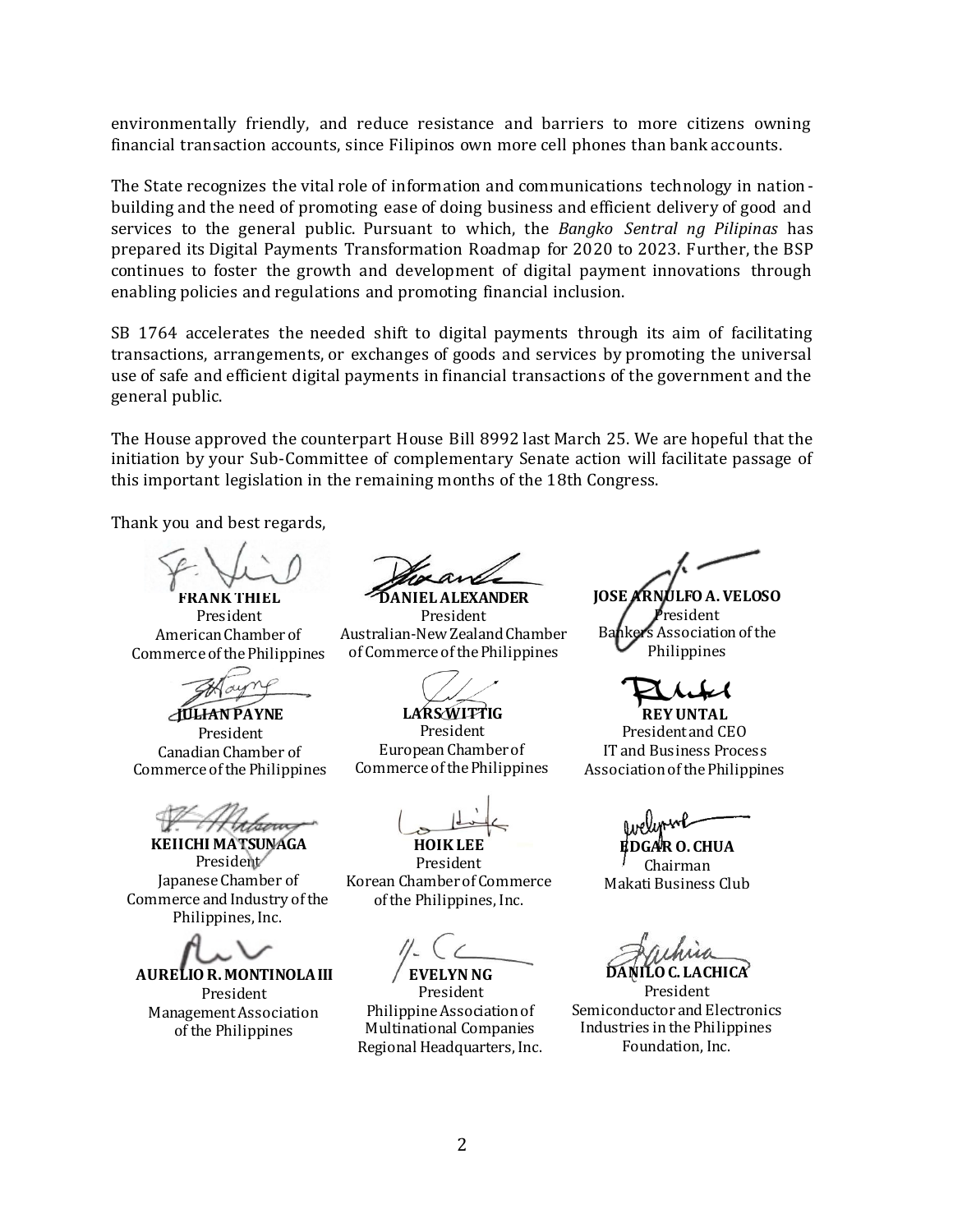environmentally friendly, and reduce resistance and barriers to more citizens owning financial transaction accounts, since Filipinos own more cell phones than bank accounts.

The State recognizes the vital role of information and communications technology in nation-building and the need of promoting ease of doing business and efficient delivery of good and services to the general public. Pursuant to which, the *Bangko Sentral ng Pilipinas* has prepared its Digital Payments Transformation Roadmap for 2020 to 2023. Further, the BSP continues to foster the growth and development of digital payment innovations through enabling policies and regulations and promoting financial inclusion.

SB 1764 accelerates the needed shift to digital payments through its aim of facilitating transactions, arrangements, or exchanges of goods and services by promoting the universal use of safe and efficient digital payments in financial transactions of the government and the general public.

The House approved the counterpart House Bill 8992 last March 25. We are hopeful that the initiation by your Sub-Committee of complementary Senate action will facilitate passage of this important legislation in the remaining months of the 18th Congress.

Thank you and best regards,

**FRANK THIEL**
President
American Chamber of Commerce of the Philippines

**DANIEL ALEXANDER**
President
Australian-New Zealand Chamber of Commerce of the Philippines

**JOSE ARNULFO A. VELOSO**
President
Bankers Association of the Philippines

**JULIAN PAYNE**
President
Canadian Chamber of Commerce of the Philippines

**LARS WITTIG**
President
European Chamber of Commerce of the Philippines

**REY UNTAL**
President and CEO
IT and Business Process Association of the Philippines

**KEIICHI MATSUNAGA**
President
Japanese Chamber of Commerce and Industry of the Philippines, Inc.

**HOIK LEE**
President
Korean Chamber of Commerce of the Philippines, Inc.

**EDGAR O. CHUA**
Chairman
Makati Business Club

**AURELIO R. MONTINOLA III**
President
Management Association of the Philippines

**EVELYN NG**
President
Philippine Association of Multinational Companies Regional Headquarters, Inc.

**DANILO C. LACHICA**
President
Semiconductor and Electronics Industries in the Philippines Foundation, Inc.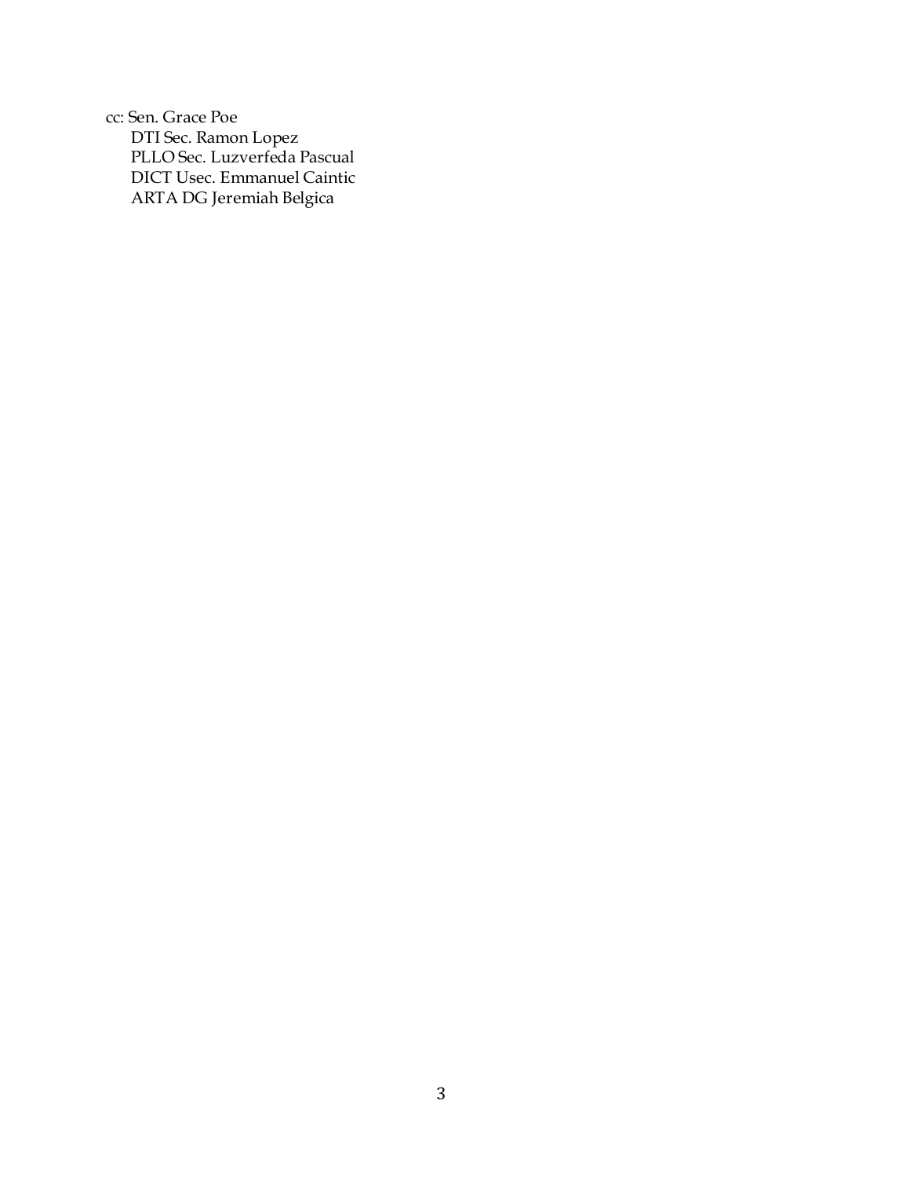cc: Sen. Grace Poe
DTI Sec. Ramon Lopez
PLLO Sec. Luzverfeda Pascual
DICT Usec. Emmanuel Caintic
ARTA DG Jeremiah Belgica